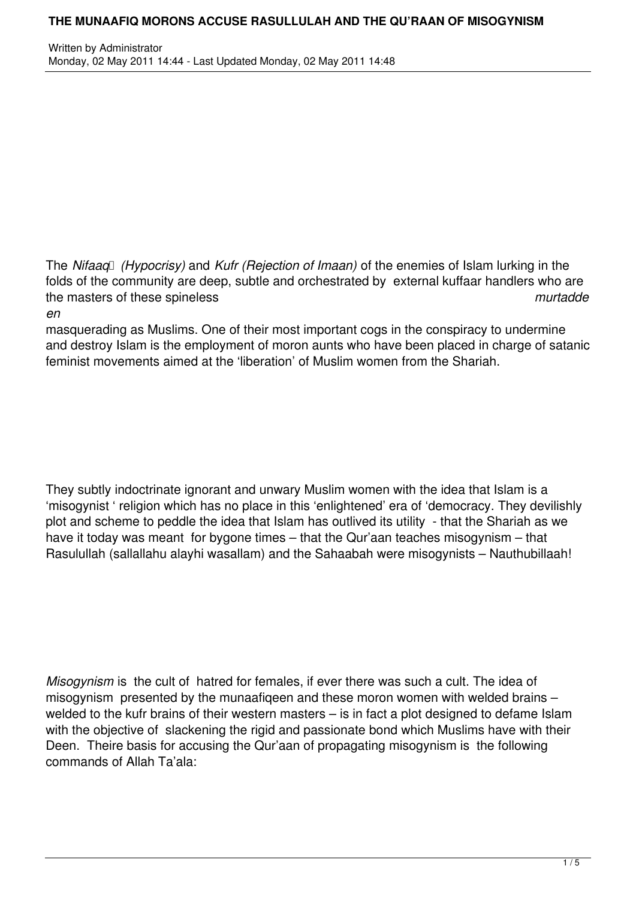# THE MUNAAFIQ MORONS ACCUSE RASULLULAH AND THE QU'RAAN OF MISOGYNISM

Written by Administrator
Monday, 02 May 2011 14:44 - Last Updated Monday, 02 May 2011 14:48

The *Nifaaq (Hypocrisy)* and *Kufr (Rejection of Imaan)* of the enemies of Islam lurking in the folds of the community are deep, subtle and orchestrated by external kuffaar handlers who are the masters of these spineless *murtaddeen* masquerading as Muslims. One of their most important cogs in the conspiracy to undermine and destroy Islam is the employment of moron aunts who have been placed in charge of satanic feminist movements aimed at the 'liberation' of Muslim women from the Shariah.

They subtly indoctrinate ignorant and unwary Muslim women with the idea that Islam is a 'misogynist ' religion which has no place in this 'enlightened' era of 'democracy. They devilishly plot and scheme to peddle the idea that Islam has outlived its utility - that the Shariah as we have it today was meant for bygone times – that the Qur'aan teaches misogynism – that Rasulullah (sallallahu alayhi wasallam) and the Sahaabah were misogynists – Nauthubillaah!

*Misogynism* is the cult of hatred for females, if ever there was such a cult. The idea of misogynism presented by the munaafiqeen and these moron women with welded brains – welded to the kufr brains of their western masters – is in fact a plot designed to defame Islam with the objective of slackening the rigid and passionate bond which Muslims have with their Deen. Theire basis for accusing the Qur'aan of propagating misogynism is the following commands of Allah Ta'ala: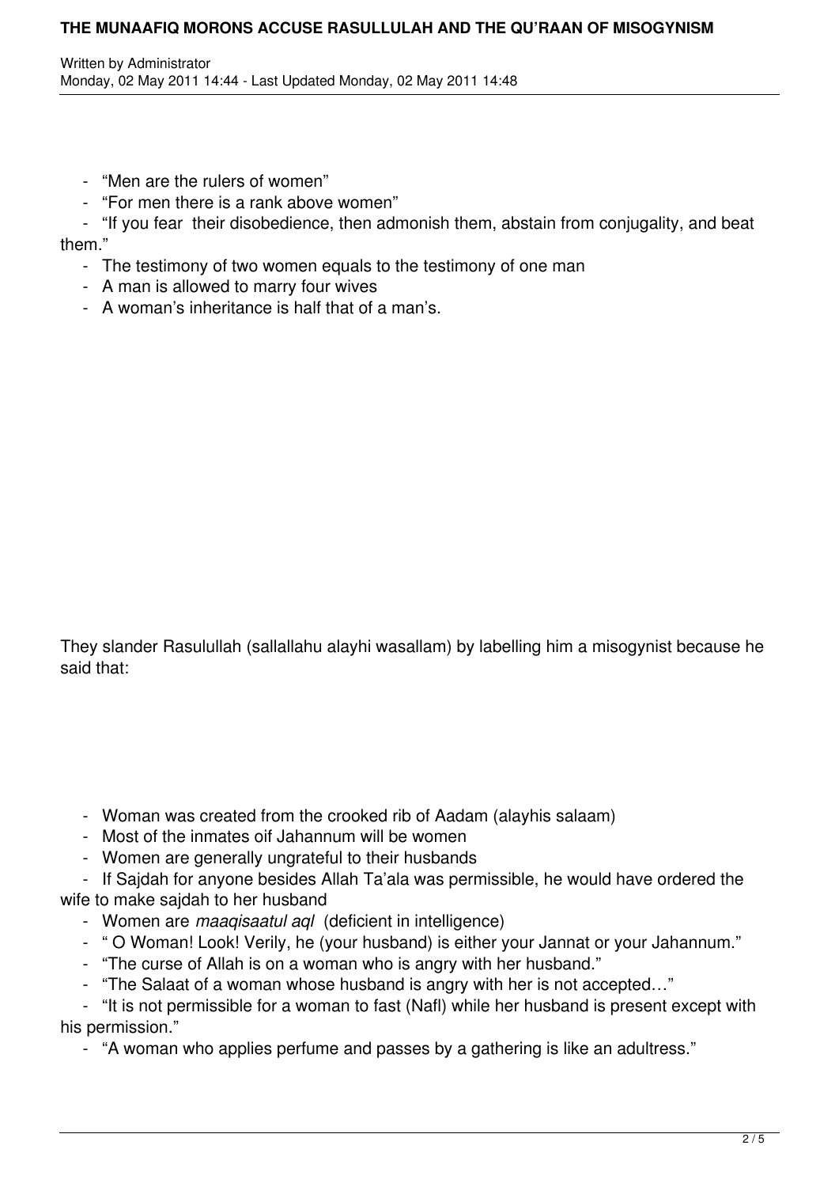- "Men are the rulers of women"
- "For men there is a rank above women"
- "If you fear their disobedience, then admonish them, abstain from conjugality, and beat them."
- The testimony of two women equals to the testimony of one man
- A man is allowed to marry four wives
- A woman's inheritance is half that of a man's.

They slander Rasulullah (sallallahu alayhi wasallam) by labelling him a misogynist because he said that:

- Woman was created from the crooked rib of Aadam (alayhis salaam)
- Most of the inmates oif Jahannum will be women
- Women are generally ungrateful to their husbands
- If Sajdah for anyone besides Allah Ta'ala was permissible, he would have ordered the wife to make sajdah to her husband
- Women are *maaqisaatul aql* (deficient in intelligence)
- " O Woman! Look! Verily, he (your husband) is either your Jannat or your Jahannum."
- "The curse of Allah is on a woman who is angry with her husband."
- "The Salaat of a woman whose husband is angry with her is not accepted…"
- "It is not permissible for a woman to fast (Nafl) while her husband is present except with his permission."
- "A woman who applies perfume and passes by a gathering is like an adultress."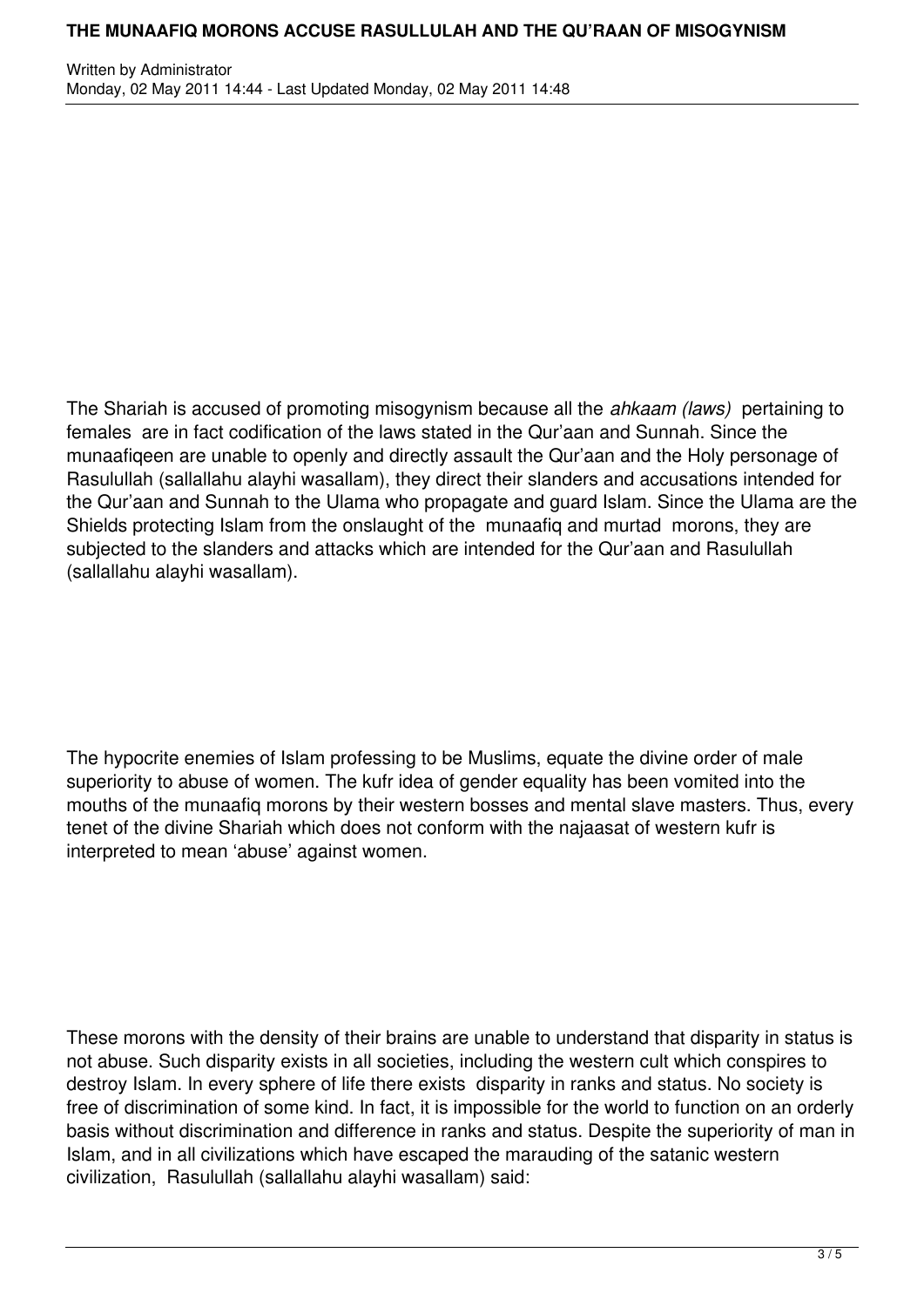The Shariah is accused of promoting misogynism because all the *ahkaam (laws)* pertaining to females are in fact codification of the laws stated in the Qur'aan and Sunnah. Since the munaafiqeen are unable to openly and directly assault the Qur'aan and the Holy personage of Rasulullah (sallallahu alayhi wasallam), they direct their slanders and accusations intended for the Qur'aan and Sunnah to the Ulama who propagate and guard Islam. Since the Ulama are the Shields protecting Islam from the onslaught of the munaafiq and murtad morons, they are subjected to the slanders and attacks which are intended for the Qur'aan and Rasulullah (sallallahu alayhi wasallam).

The hypocrite enemies of Islam professing to be Muslims, equate the divine order of male superiority to abuse of women. The kufr idea of gender equality has been vomited into the mouths of the munaafiq morons by their western bosses and mental slave masters. Thus, every tenet of the divine Shariah which does not conform with the najaasat of western kufr is interpreted to mean 'abuse' against women.

These morons with the density of their brains are unable to understand that disparity in status is not abuse. Such disparity exists in all societies, including the western cult which conspires to destroy Islam. In every sphere of life there exists disparity in ranks and status. No society is free of discrimination of some kind. In fact, it is impossible for the world to function on an orderly basis without discrimination and difference in ranks and status. Despite the superiority of man in Islam, and in all civilizations which have escaped the marauding of the satanic western civilization, Rasulullah (sallallahu alayhi wasallam) said: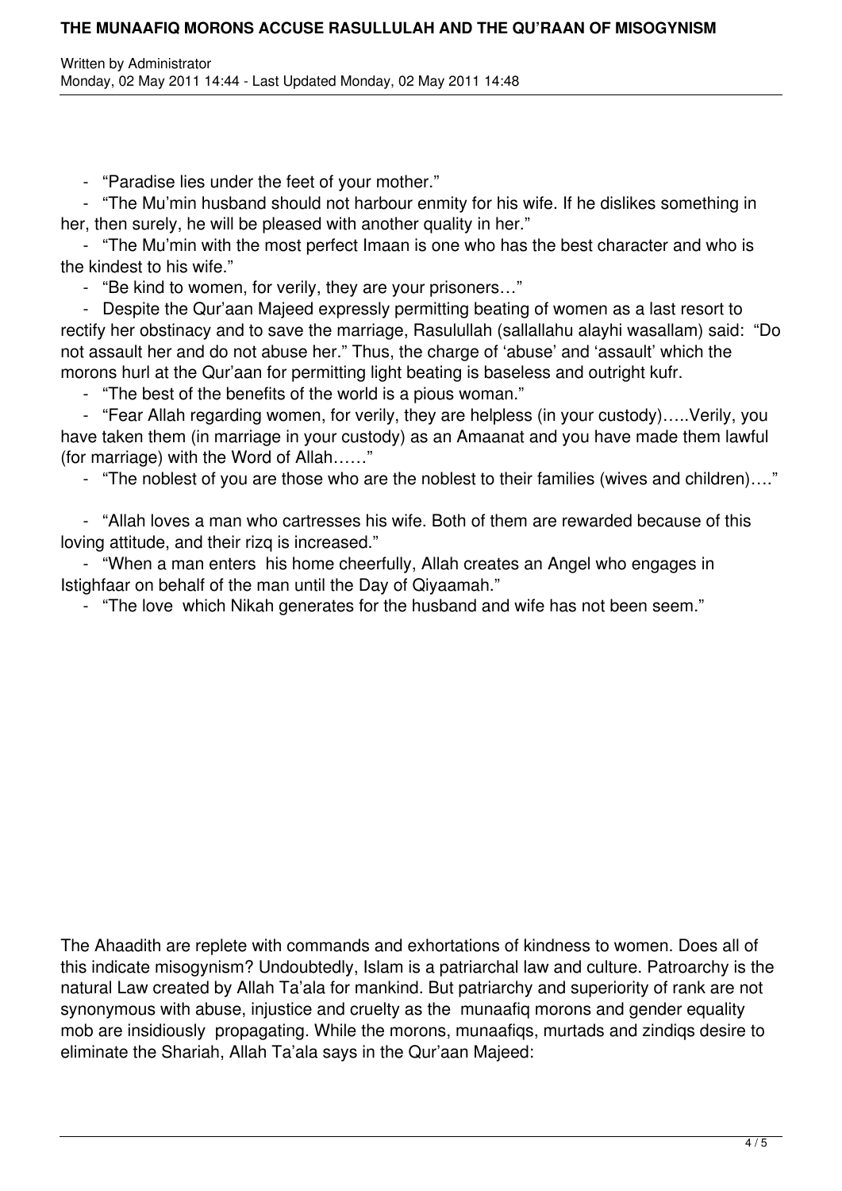- "Paradise lies under the feet of your mother."
- "The Mu'min husband should not harbour enmity for his wife. If he dislikes something in her, then surely, he will be pleased with another quality in her."
- "The Mu'min with the most perfect Imaan is one who has the best character and who is the kindest to his wife."
- "Be kind to women, for verily, they are your prisoners…"
- Despite the Qur'aan Majeed expressly permitting beating of women as a last resort to rectify her obstinacy and to save the marriage, Rasulullah (sallallahu alayhi wasallam) said: "Do not assault her and do not abuse her." Thus, the charge of 'abuse' and 'assault' which the morons hurl at the Qur'aan for permitting light beating is baseless and outright kufr.
- "The best of the benefits of the world is a pious woman."
- "Fear Allah regarding women, for verily, they are helpless (in your custody)…..Verily, you have taken them (in marriage in your custody) as an Amaanat and you have made them lawful (for marriage) with the Word of Allah……"
- "The noblest of you are those who are the noblest to their families (wives and children)…."
- "Allah loves a man who cartresses his wife. Both of them are rewarded because of this loving attitude, and their rizq is increased."
- "When a man enters his home cheerfully, Allah creates an Angel who engages in Istighfaar on behalf of the man until the Day of Qiyaamah."
- "The love which Nikah generates for the husband and wife has not been seem."

The Ahaadith are replete with commands and exhortations of kindness to women. Does all of this indicate misogynism? Undoubtedly, Islam is a patriarchal law and culture. Patroarchy is the natural Law created by Allah Ta'ala for mankind. But patriarchy and superiority of rank are not synonymous with abuse, injustice and cruelty as the munaafiq morons and gender equality mob are insidiously propagating. While the morons, munaafiqs, murtads and zindiqs desire to eliminate the Shariah, Allah Ta'ala says in the Qur'aan Majeed: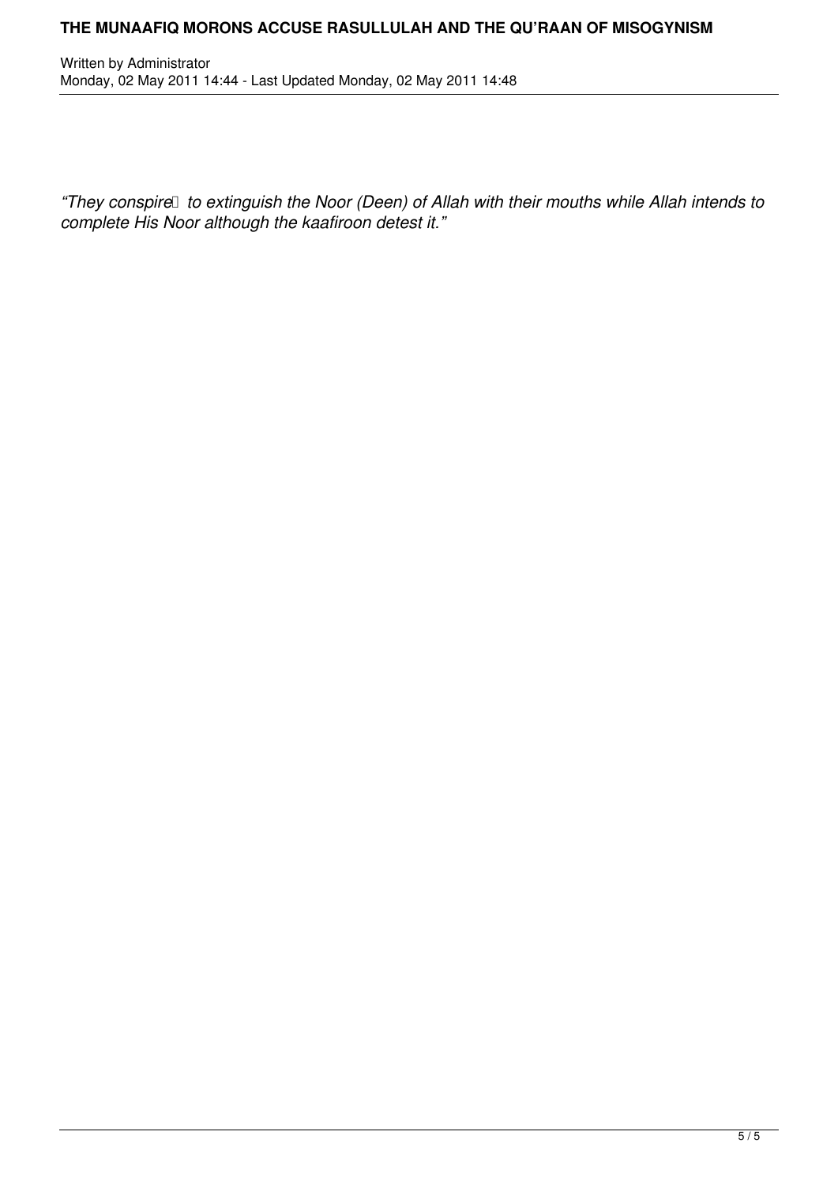*"They conspire to extinguish the Noor (Deen) of Allah with their mouths while Allah intends to complete His Noor although the kaafiroon detest it."*